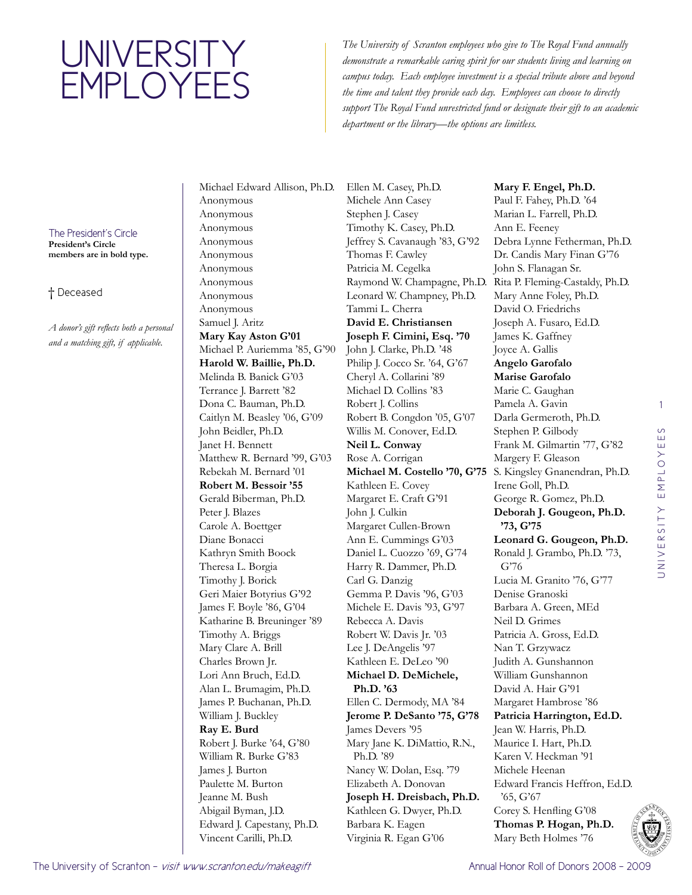# UNIVERSITY EMPLOYEES

*The University of Scranton employees who give to The Royal Fund annually demonstrate a remarkable caring spirit for our students living and learning on campus today. Each employee investment is a special tribute above and beyond the time and talent they provide each day. Employees can choose to directly support The Royal Fund unrestricted fund or designate their gift to an academic department or the library—the options are limitless.*

The President's Circle
**President's Circle members are in bold type.**

† Deceased

*A donor's gift reflects both a personal and a matching gift, if applicable.*

Michael Edward Allison, Ph.D.
Anonymous
Anonymous
Anonymous
Anonymous
Anonymous
Anonymous
Anonymous
Anonymous
Anonymous
Samuel J. Aritz
**Mary Kay Aston G'01**
Michael P. Auriemma '85, G'90
**Harold W. Baillie, Ph.D.**
Melinda B. Banick G'03
Terrance J. Barrett '82
Dona C. Bauman, Ph.D.
Caitlyn M. Beasley '06, G'09
John Beidler, Ph.D.
Janet H. Bennett
Matthew R. Bernard '99, G'03
Rebekah M. Bernard '01
**Robert M. Bessoir '55**
Gerald Biberman, Ph.D.
Peter J. Blazes
Carole A. Boettger
Diane Bonacci
Kathryn Smith Boock
Theresa L. Borgia
Timothy J. Borick
Geri Maier Botyrius G'92
James F. Boyle '86, G'04
Katharine B. Breuninger '89
Timothy A. Briggs
Mary Clare A. Brill
Charles Brown Jr.
Lori Ann Bruch, Ed.D.
Alan L. Brumagim, Ph.D.
James P. Buchanan, Ph.D.
William J. Buckley
**Ray E. Burd**
Robert J. Burke '64, G'80
William R. Burke G'83
James J. Burton
Paulette M. Burton
Jeanne M. Bush
Abigail Byman, J.D.
Edward J. Capestany, Ph.D.
Vincent Carilli, Ph.D.
Ellen M. Casey, Ph.D.
Michele Ann Casey
Stephen J. Casey
Timothy K. Casey, Ph.D.
Jeffrey S. Cavanaugh '83, G'92
Thomas F. Cawley
Patricia M. Cegelka
Raymond W. Champagne, Ph.D.
Leonard W. Champney, Ph.D.
Tammi L. Cherra
**David E. Christiansen**
**Joseph F. Cimini, Esq. '70**
John J. Clarke, Ph.D. '48
Philip J. Cocco Sr. '64, G'67
Cheryl A. Collarini '89
Michael D. Collins '83
Robert J. Collins
Robert B. Congdon '05, G'07
Willis M. Conover, Ed.D.
**Neil L. Conway**
Rose A. Corrigan
**Michael M. Costello '70, G'75**
Kathleen E. Covey
Margaret E. Craft G'91
John J. Culkin
Margaret Cullen-Brown
Ann E. Cummings G'03
Daniel L. Cuozzo '69, G'74
Harry R. Dammer, Ph.D.
Carl G. Danzig
Gemma P. Davis '96, G'03
Michele E. Davis '93, G'97
Rebecca A. Davis
Robert W. Davis Jr. '03
Lee J. DeAngelis '97
Kathleen E. DeLeo '90
**Michael D. DeMichele, Ph.D. '63**
Ellen C. Dermody, MA '84
**Jerome P. DeSanto '75, G'78**
James Devers '95
Mary Jane K. DiMattio, R.N., Ph.D. '89
Nancy W. Dolan, Esq. '79
Elizabeth A. Donovan
**Joseph H. Dreisbach, Ph.D.**
Kathleen G. Dwyer, Ph.D.
Barbara K. Eagen
Virginia R. Egan G'06
**Mary F. Engel, Ph.D.**
Paul F. Fahey, Ph.D. '64
Marian L. Farrell, Ph.D.
Ann E. Feeney
Debra Lynne Fetherman, Ph.D.
Dr. Candis Mary Finan G'76
John S. Flanagan Sr.
Rita P. Fleming-Castaldy, Ph.D.
Mary Anne Foley, Ph.D.
David O. Friedrichs
Joseph A. Fusaro, Ed.D.
James K. Gaffney
Joyce A. Gallis
**Angelo Garofalo**
**Marise Garofalo**
Marie C. Gaughan
Pamela A. Gavin
Darla Germeroth, Ph.D.
Stephen P. Gilbody
Frank M. Gilmartin '77, G'82
Margery F. Gleason
S. Kingsley Gnanendran, Ph.D.
Irene Goll, Ph.D.
George R. Gomez, Ph.D.
**Deborah J. Gougeon, Ph.D. '73, G'75**
**Leonard G. Gougeon, Ph.D.**
Ronald J. Grambo, Ph.D. '73, G'76
Lucia M. Granito '76, G'77
Denise Granoski
Barbara A. Green, MEd
Neil D. Grimes
Patricia A. Gross, Ed.D.
Nan T. Grzywacz
Judith A. Gunshannon
William Gunshannon
David A. Hair G'91
Margaret Hambrose '86
**Patricia Harrington, Ed.D.**
Jean W. Harris, Ph.D.
Maurice I. Hart, Ph.D.
Karen V. Heckman '91
Michele Heenan
Edward Francis Heffron, Ed.D. '65, G'67
Corey S. Henfling G'08
**Thomas P. Hogan, Ph.D.**
Mary Beth Holmes '76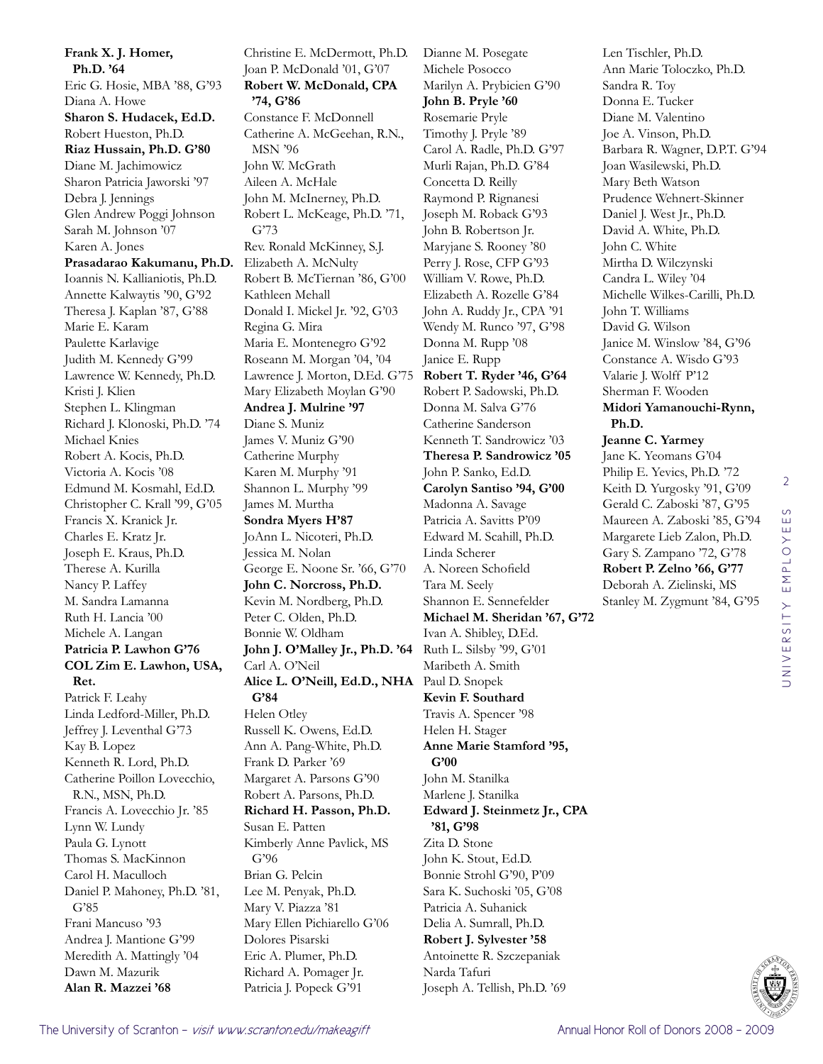**Frank X. J. Homer, Ph.D. '64**
Eric G. Hosie, MBA '88, G'93
Diana A. Howe
**Sharon S. Hudacek, Ed.D.**
Robert Hueston, Ph.D.
**Riaz Hussain, Ph.D. G'80**
Diane M. Jachimowicz
Sharon Patricia Jaworski '97
Debra J. Jennings
Glen Andrew Poggi Johnson
Sarah M. Johnson '07
Karen A. Jones
**Prasadarao Kakumanu, Ph.D.**
Ioannis N. Kallianiotis, Ph.D.
Annette Kalwaytis '90, G'92
Theresa J. Kaplan '87, G'88
Marie E. Karam
Paulette Karlavige
Judith M. Kennedy G'99
Lawrence W. Kennedy, Ph.D.
Kristi J. Klien
Stephen L. Klingman
Richard J. Klonoski, Ph.D. '74
Michael Knies
Robert A. Kocis, Ph.D.
Victoria A. Kocis '08
Edmund M. Kosmahl, Ed.D.
Christopher C. Krall '99, G'05
Francis X. Kranick Jr.
Charles E. Kratz Jr.
Joseph E. Kraus, Ph.D.
Therese A. Kurilla
Nancy P. Laffey
M. Sandra Lamanna
Ruth H. Lancia '00
Michele A. Langan
**Patricia P. Lawhon G'76**
**COL Zim E. Lawhon, USA, Ret.**
Patrick F. Leahy
Linda Ledford-Miller, Ph.D.
Jeffrey J. Leventhal G'73
Kay B. Lopez
Kenneth R. Lord, Ph.D.
Catherine Poillon Lovecchio, R.N., MSN, Ph.D.
Francis A. Lovecchio Jr. '85
Lynn W. Lundy
Paula G. Lynott
Thomas S. MacKinnon
Carol H. Maculloch
Daniel P. Mahoney, Ph.D. '81, G'85
Frani Mancuso '93
Andrea J. Mantione G'99
Meredith A. Mattingly '04
Dawn M. Mazurik
**Alan R. Mazzei '68**
Christine E. McDermott, Ph.D.
Joan P. McDonald '01, G'07
**Robert W. McDonald, CPA '74, G'86**
Constance F. McDonnell
Catherine A. McGeehan, R.N., MSN '96
John W. McGrath
Aileen A. McHale
John M. McInerney, Ph.D.
Robert L. McKeage, Ph.D. '71, G'73
Rev. Ronald McKinney, S.J.
Elizabeth A. McNulty
Robert B. McTiernan '86, G'00
Kathleen Mehall
Donald I. Mickel Jr. '92, G'03
Regina G. Mira
Maria E. Montenegro G'92
Roseann M. Morgan '04, '04
Lawrence J. Morton, D.Ed. G'75
Mary Elizabeth Moylan G'90
**Andrea J. Mulrine '97**
Diane S. Muniz
James V. Muniz G'90
Catherine Murphy
Karen M. Murphy '91
Shannon L. Murphy '99
James M. Murtha
**Sondra Myers H'87**
JoAnn L. Nicoteri, Ph.D.
Jessica M. Nolan
George E. Noone Sr. '66, G'70
**John C. Norcross, Ph.D.**
Kevin M. Nordberg, Ph.D.
Peter C. Olden, Ph.D.
Bonnie W. Oldham
**John J. O'Malley Jr., Ph.D. '64**
Carl A. O'Neil
**Alice L. O'Neill, Ed.D., NHA G'84**
Helen Otley
Russell K. Owens, Ed.D.
Ann A. Pang-White, Ph.D.
Frank D. Parker '69
Margaret A. Parsons G'90
Robert A. Parsons, Ph.D.
**Richard H. Passon, Ph.D.**
Susan E. Patten
Kimberly Anne Pavlick, MS G'96
Brian G. Pelcin
Lee M. Penyak, Ph.D.
Mary V. Piazza '81
Mary Ellen Pichiarello G'06
Dolores Pisarski
Eric A. Plumer, Ph.D.
Richard A. Pomager Jr.
Patricia J. Popeck G'91
Dianne M. Posegate
Michele Posocco
Marilyn A. Prybicien G'90
**John B. Pryle '60**
Rosemarie Pryle
Timothy J. Pryle '89
Carol A. Radle, Ph.D. G'97
Murli Rajan, Ph.D. G'84
Concetta D. Reilly
Raymond P. Rignanesi
Joseph M. Roback G'93
John B. Robertson Jr.
Maryjane S. Rooney '80
Perry J. Rose, CFP G'93
William V. Rowe, Ph.D.
Elizabeth A. Rozelle G'84
John A. Ruddy Jr., CPA '91
Wendy M. Runco '97, G'98
Donna M. Rupp '08
Janice E. Rupp
**Robert T. Ryder '46, G'64**
Robert P. Sadowski, Ph.D.
Donna M. Salva G'76
Catherine Sanderson
Kenneth T. Sandrowicz '03
**Theresa P. Sandrowicz '05**
John P. Sanko, Ed.D.
**Carolyn Santiso '94, G'00**
Madonna A. Savage
Patricia A. Savitts P'09
Edward M. Scahill, Ph.D.
Linda Scherer
A. Noreen Schofield
Tara M. Seely
Shannon E. Sennefelder
**Michael M. Sheridan '67, G'72**
Ivan A. Shibley, D.Ed.
Ruth L. Silsby '99, G'01
Maribeth A. Smith
Paul D. Snopek
**Kevin F. Southard**
Travis A. Spencer '98
Helen H. Stager
**Anne Marie Stamford '95, G'00**
John M. Stanilka
Marlene J. Stanilka
**Edward J. Steinmetz Jr., CPA '81, G'98**
Zita D. Stone
John K. Stout, Ed.D.
Bonnie Strohl G'90, P'09
Sara K. Suchoski '05, G'08
Patricia A. Suhanick
Delia A. Sumrall, Ph.D.
**Robert J. Sylvester '58**
Antoinette R. Szczepaniak
Narda Tafuri
Joseph A. Tellish, Ph.D. '69
Len Tischler, Ph.D.
Ann Marie Toloczko, Ph.D.
Sandra R. Toy
Donna E. Tucker
Diane M. Valentino
Joe A. Vinson, Ph.D.
Barbara R. Wagner, D.P.T. G'94
Joan Wasilewski, Ph.D.
Mary Beth Watson
Prudence Wehnert-Skinner
Daniel J. West Jr., Ph.D.
David A. White, Ph.D.
John C. White
Mirtha D. Wilczynski
Candra L. Wiley '04
Michelle Wilkes-Carilli, Ph.D.
John T. Williams
David G. Wilson
Janice M. Winslow '84, G'96
Constance A. Wisdo G'93
Valarie J. Wolff P'12
Sherman F. Wooden
**Midori Yamanouchi-Rynn, Ph.D.**
**Jeanne C. Yarmey**
Jane K. Yeomans G'04
Philip E. Yevics, Ph.D. '72
Keith D. Yurgosky '91, G'09
Gerald C. Zaboski '87, G'95
Maureen A. Zaboski '85, G'94
Margarete Lieb Zalon, Ph.D.
Gary S. Zampano '72, G'78
**Robert P. Zelno '66, G'77**
Deborah A. Zielinski, MS
Stanley M. Zygmunt '84, G'95